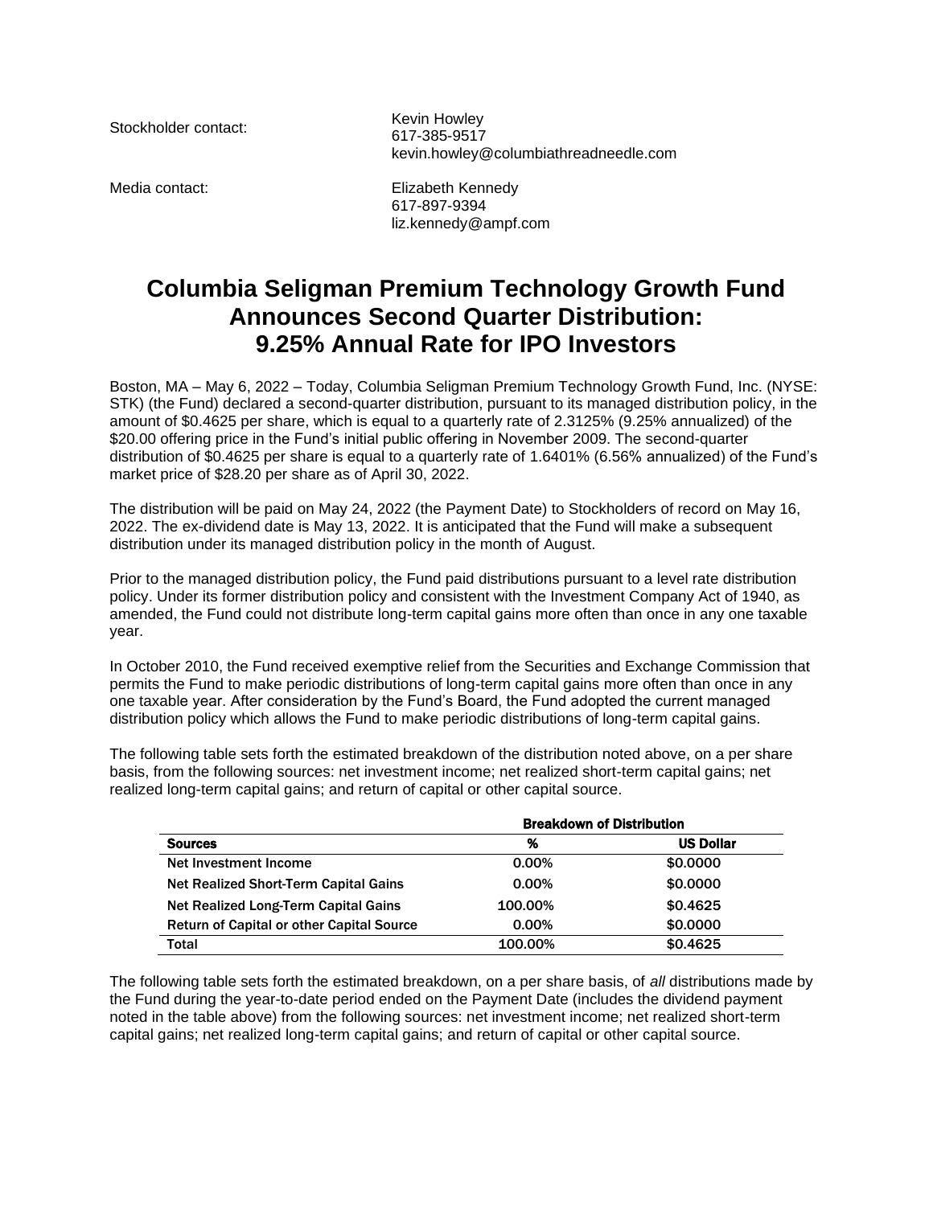Stockholder contact: Kevin Howley
617-385-9517
kevin.howley@columbiathreadneedle.com

Media contact: Elizabeth Kennedy
617-897-9394
liz.kennedy@ampf.com

# Columbia Seligman Premium Technology Growth Fund Announces Second Quarter Distribution: 9.25% Annual Rate for IPO Investors

Boston, MA – May 6, 2022 – Today, Columbia Seligman Premium Technology Growth Fund, Inc. (NYSE: STK) (the Fund) declared a second-quarter distribution, pursuant to its managed distribution policy, in the amount of $0.4625 per share, which is equal to a quarterly rate of 2.3125% (9.25% annualized) of the $20.00 offering price in the Fund's initial public offering in November 2009. The second-quarter distribution of $0.4625 per share is equal to a quarterly rate of 1.6401% (6.56% annualized) of the Fund's market price of $28.20 per share as of April 30, 2022.

The distribution will be paid on May 24, 2022 (the Payment Date) to Stockholders of record on May 16, 2022. The ex-dividend date is May 13, 2022. It is anticipated that the Fund will make a subsequent distribution under its managed distribution policy in the month of August.

Prior to the managed distribution policy, the Fund paid distributions pursuant to a level rate distribution policy. Under its former distribution policy and consistent with the Investment Company Act of 1940, as amended, the Fund could not distribute long-term capital gains more often than once in any one taxable year.

In October 2010, the Fund received exemptive relief from the Securities and Exchange Commission that permits the Fund to make periodic distributions of long-term capital gains more often than once in any one taxable year. After consideration by the Fund's Board, the Fund adopted the current managed distribution policy which allows the Fund to make periodic distributions of long-term capital gains.

The following table sets forth the estimated breakdown of the distribution noted above, on a per share basis, from the following sources: net investment income; net realized short-term capital gains; net realized long-term capital gains; and return of capital or other capital source.

| | Breakdown of Distribution | |
|---|---|---|
| **Sources** | **%** | **US Dollar** |
| Net Investment Income | 0.00% | $0.0000 |
| Net Realized Short-Term Capital Gains | 0.00% | $0.0000 |
| Net Realized Long-Term Capital Gains | 100.00% | $0.4625 |
| Return of Capital or other Capital Source | 0.00% | $0.0000 |
| Total | 100.00% | $0.4625 |

The following table sets forth the estimated breakdown, on a per share basis, of *all* distributions made by the Fund during the year-to-date period ended on the Payment Date (includes the dividend payment noted in the table above) from the following sources: net investment income; net realized short-term capital gains; net realized long-term capital gains; and return of capital or other capital source.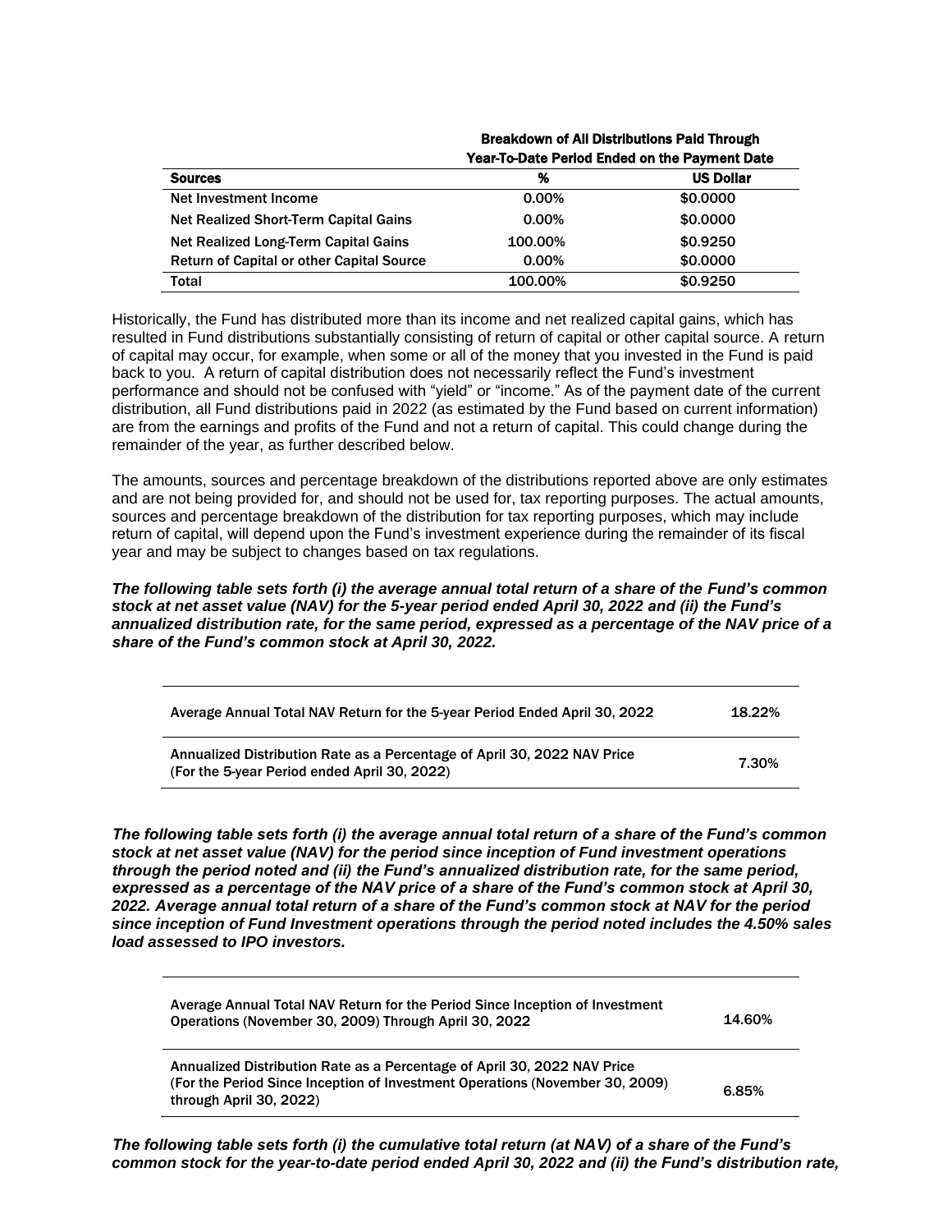| Sources | Breakdown of All Distributions Paid Through Year-To-Date Period Ended on the Payment Date | |
|---|---|---|
| | % | US Dollar |
| Net Investment Income | 0.00% | $0.0000 |
| Net Realized Short-Term Capital Gains | 0.00% | $0.0000 |
| Net Realized Long-Term Capital Gains | 100.00% | $0.9250 |
| Return of Capital or other Capital Source | 0.00% | $0.0000 |
| Total | 100.00% | $0.9250 |

Historically, the Fund has distributed more than its income and net realized capital gains, which has resulted in Fund distributions substantially consisting of return of capital or other capital source. A return of capital may occur, for example, when some or all of the money that you invested in the Fund is paid back to you. A return of capital distribution does not necessarily reflect the Fund's investment performance and should not be confused with "yield" or "income." As of the payment date of the current distribution, all Fund distributions paid in 2022 (as estimated by the Fund based on current information) are from the earnings and profits of the Fund and not a return of capital. This could change during the remainder of the year, as further described below.

The amounts, sources and percentage breakdown of the distributions reported above are only estimates and are not being provided for, and should not be used for, tax reporting purposes. The actual amounts, sources and percentage breakdown of the distribution for tax reporting purposes, which may include return of capital, will depend upon the Fund's investment experience during the remainder of its fiscal year and may be subject to changes based on tax regulations.

***The following table sets forth (i) the average annual total return of a share of the Fund's common stock at net asset value (NAV) for the 5-year period ended April 30, 2022 and (ii) the Fund's annualized distribution rate, for the same period, expressed as a percentage of the NAV price of a share of the Fund's common stock at April 30, 2022.***

| | |
|---|---|
| Average Annual Total NAV Return for the 5-year Period Ended April 30, 2022 | 18.22% |
| Annualized Distribution Rate as a Percentage of April 30, 2022 NAV Price (For the 5-year Period ended April 30, 2022) | 7.30% |

***The following table sets forth (i) the average annual total return of a share of the Fund's common stock at net asset value (NAV) for the period since inception of Fund investment operations through the period noted and (ii) the Fund's annualized distribution rate, for the same period, expressed as a percentage of the NAV price of a share of the Fund's common stock at April 30, 2022. Average annual total return of a share of the Fund's common stock at NAV for the period since inception of Fund Investment operations through the period noted includes the 4.50% sales load assessed to IPO investors.***

| | |
|---|---|
| Average Annual Total NAV Return for the Period Since Inception of Investment Operations (November 30, 2009) Through April 30, 2022 | 14.60% |
| Annualized Distribution Rate as a Percentage of April 30, 2022 NAV Price (For the Period Since Inception of Investment Operations (November 30, 2009) through April 30, 2022) | 6.85% |

***The following table sets forth (i) the cumulative total return (at NAV) of a share of the Fund's common stock for the year-to-date period ended April 30, 2022 and (ii) the Fund's distribution rate,***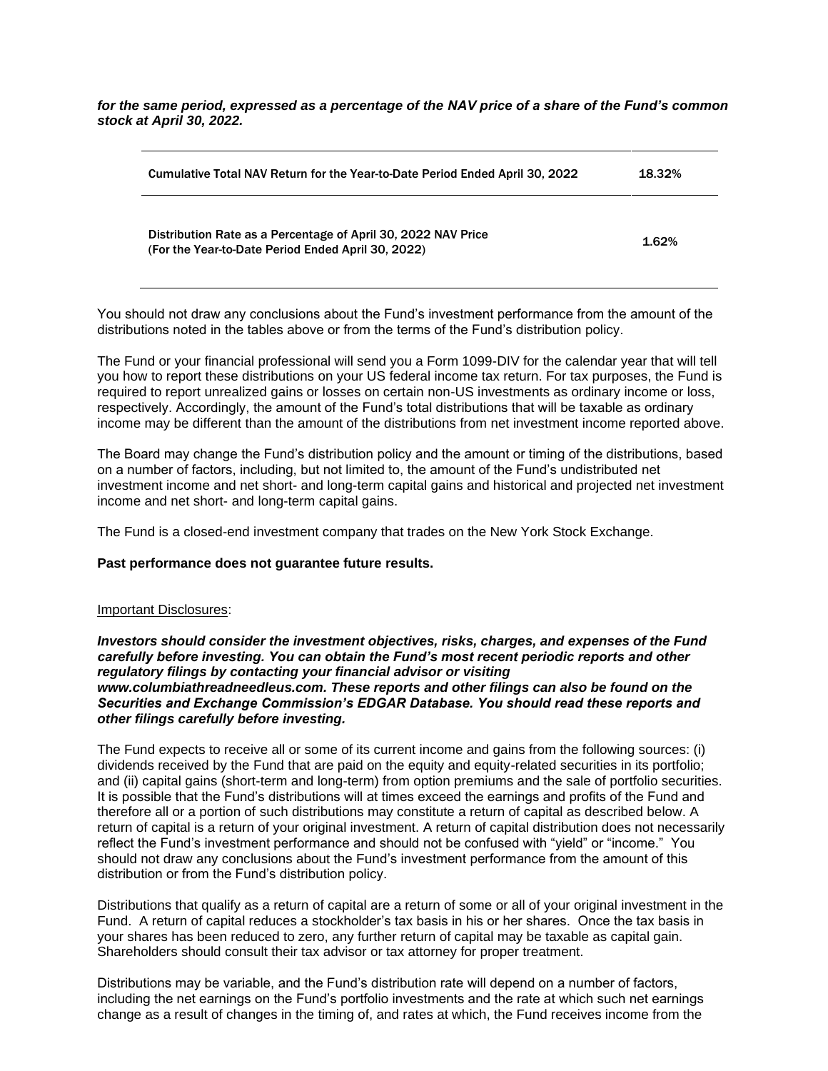***for the same period, expressed as a percentage of the NAV price of a share of the Fund's common stock at April 30, 2022.***

| | |
|---|---|
| Cumulative Total NAV Return for the Year-to-Date Period Ended April 30, 2022 | 18.32% |
| Distribution Rate as a Percentage of April 30, 2022 NAV Price (For the Year-to-Date Period Ended April 30, 2022) | 1.62% |

You should not draw any conclusions about the Fund's investment performance from the amount of the distributions noted in the tables above or from the terms of the Fund's distribution policy.

The Fund or your financial professional will send you a Form 1099-DIV for the calendar year that will tell you how to report these distributions on your US federal income tax return. For tax purposes, the Fund is required to report unrealized gains or losses on certain non-US investments as ordinary income or loss, respectively. Accordingly, the amount of the Fund's total distributions that will be taxable as ordinary income may be different than the amount of the distributions from net investment income reported above.

The Board may change the Fund's distribution policy and the amount or timing of the distributions, based on a number of factors, including, but not limited to, the amount of the Fund's undistributed net investment income and net short- and long-term capital gains and historical and projected net investment income and net short- and long-term capital gains.

The Fund is a closed-end investment company that trades on the New York Stock Exchange.

**Past performance does not guarantee future results.**

Important Disclosures:

***Investors should consider the investment objectives, risks, charges, and expenses of the Fund carefully before investing. You can obtain the Fund's most recent periodic reports and other regulatory filings by contacting your financial advisor or visiting www.columbiathreadneedleus.com. These reports and other filings can also be found on the Securities and Exchange Commission's EDGAR Database. You should read these reports and other filings carefully before investing.***

The Fund expects to receive all or some of its current income and gains from the following sources: (i) dividends received by the Fund that are paid on the equity and equity-related securities in its portfolio; and (ii) capital gains (short-term and long-term) from option premiums and the sale of portfolio securities. It is possible that the Fund's distributions will at times exceed the earnings and profits of the Fund and therefore all or a portion of such distributions may constitute a return of capital as described below. A return of capital is a return of your original investment. A return of capital distribution does not necessarily reflect the Fund's investment performance and should not be confused with "yield" or "income." You should not draw any conclusions about the Fund's investment performance from the amount of this distribution or from the Fund's distribution policy.

Distributions that qualify as a return of capital are a return of some or all of your original investment in the Fund. A return of capital reduces a stockholder's tax basis in his or her shares. Once the tax basis in your shares has been reduced to zero, any further return of capital may be taxable as capital gain. Shareholders should consult their tax advisor or tax attorney for proper treatment.

Distributions may be variable, and the Fund's distribution rate will depend on a number of factors, including the net earnings on the Fund's portfolio investments and the rate at which such net earnings change as a result of changes in the timing of, and rates at which, the Fund receives income from the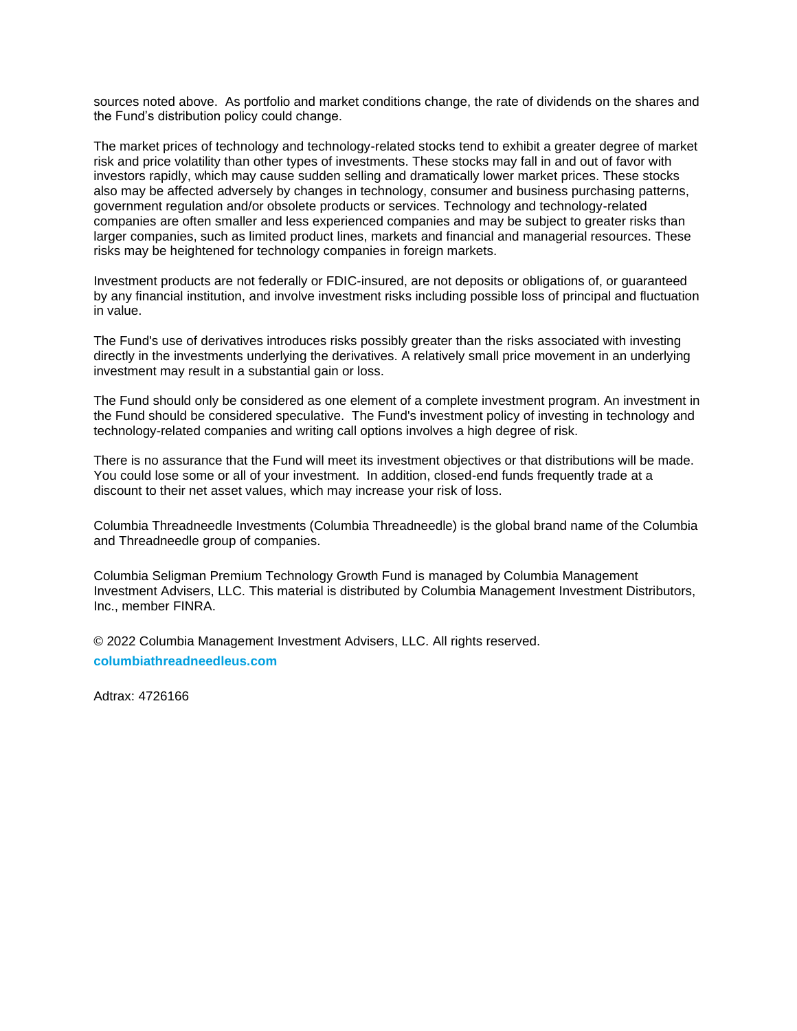sources noted above. As portfolio and market conditions change, the rate of dividends on the shares and the Fund's distribution policy could change.

The market prices of technology and technology-related stocks tend to exhibit a greater degree of market risk and price volatility than other types of investments. These stocks may fall in and out of favor with investors rapidly, which may cause sudden selling and dramatically lower market prices. These stocks also may be affected adversely by changes in technology, consumer and business purchasing patterns, government regulation and/or obsolete products or services. Technology and technology-related companies are often smaller and less experienced companies and may be subject to greater risks than larger companies, such as limited product lines, markets and financial and managerial resources. These risks may be heightened for technology companies in foreign markets.

Investment products are not federally or FDIC-insured, are not deposits or obligations of, or guaranteed by any financial institution, and involve investment risks including possible loss of principal and fluctuation in value.

The Fund's use of derivatives introduces risks possibly greater than the risks associated with investing directly in the investments underlying the derivatives. A relatively small price movement in an underlying investment may result in a substantial gain or loss.

The Fund should only be considered as one element of a complete investment program. An investment in the Fund should be considered speculative. The Fund's investment policy of investing in technology and technology-related companies and writing call options involves a high degree of risk.

There is no assurance that the Fund will meet its investment objectives or that distributions will be made. You could lose some or all of your investment. In addition, closed-end funds frequently trade at a discount to their net asset values, which may increase your risk of loss.

Columbia Threadneedle Investments (Columbia Threadneedle) is the global brand name of the Columbia and Threadneedle group of companies.

Columbia Seligman Premium Technology Growth Fund is managed by Columbia Management Investment Advisers, LLC. This material is distributed by Columbia Management Investment Distributors, Inc., member FINRA.

© 2022 Columbia Management Investment Advisers, LLC. All rights reserved.

**columbiathreadneedleus.com**

Adtrax: 4726166